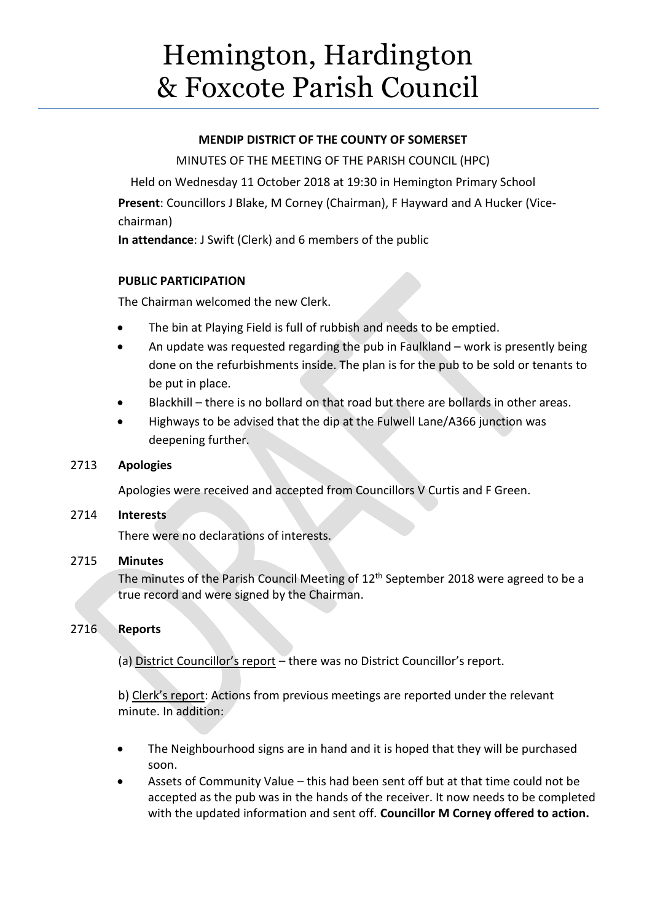# Hemington, Hardington & Foxcote Parish Council

**MENDIP DISTRICT OF THE COUNTY OF SOMERSET**

MINUTES OF THE MEETING OF THE PARISH COUNCIL (HPC)

Held on Wednesday 11 October 2018 at 19:30 in Hemington Primary School

**Present**: Councillors J Blake, M Corney (Chairman), F Hayward and A Hucker (Vice-chairman)

**In attendance**: J Swift (Clerk) and 6 members of the public

**PUBLIC PARTICIPATION**

The Chairman welcomed the new Clerk.

- The bin at Playing Field is full of rubbish and needs to be emptied.
- An update was requested regarding the pub in Faulkland – work is presently being done on the refurbishments inside. The plan is for the pub to be sold or tenants to be put in place.
- Blackhill – there is no bollard on that road but there are bollards in other areas.
- Highways to be advised that the dip at the Fulwell Lane/A366 junction was deepening further.

2713 **Apologies**

Apologies were received and accepted from Councillors V Curtis and F Green.

2714 **Interests**

There were no declarations of interests.

2715 **Minutes**

The minutes of the Parish Council Meeting of 12th September 2018 were agreed to be a true record and were signed by the Chairman.

2716 **Reports**

(a) District Councillor's report – there was no District Councillor's report.

b) Clerk's report: Actions from previous meetings are reported under the relevant minute. In addition:

- The Neighbourhood signs are in hand and it is hoped that they will be purchased soon.
- Assets of Community Value – this had been sent off but at that time could not be accepted as the pub was in the hands of the receiver. It now needs to be completed with the updated information and sent off. **Councillor M Corney offered to action.**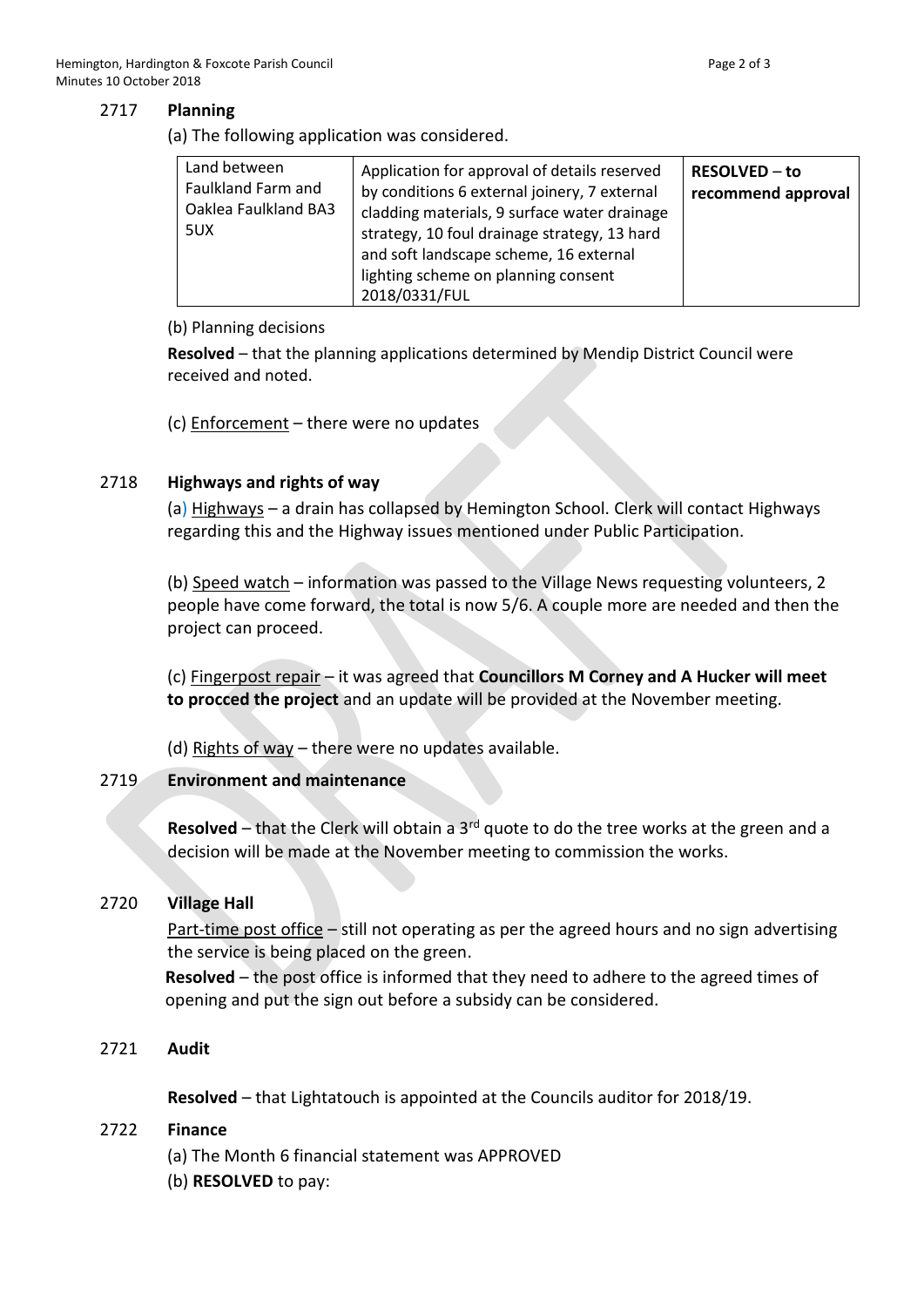## 2717 Planning

(a) The following application was considered.

| Land between Faulkland Farm and Oaklea Faulkland BA3 5UX | Application for approval of details reserved by conditions 6 external joinery, 7 external cladding materials, 9 surface water drainage strategy, 10 foul drainage strategy, 13 hard and soft landscape scheme, 16 external lighting scheme on planning consent 2018/0331/FUL | **RESOLVED** – **to recommend approval** |
|---|---|---|

(b) Planning decisions

**Resolved** – that the planning applications determined by Mendip District Council were received and noted.

(c) Enforcement – there were no updates

## 2718 Highways and rights of way

(a) Highways – a drain has collapsed by Hemington School. Clerk will contact Highways regarding this and the Highway issues mentioned under Public Participation.

(b) Speed watch – information was passed to the Village News requesting volunteers, 2 people have come forward, the total is now 5/6. A couple more are needed and then the project can proceed.

(c) Fingerpost repair – it was agreed that **Councillors M Corney and A Hucker will meet to procced the project** and an update will be provided at the November meeting.

(d) Rights of way – there were no updates available.

## 2719 Environment and maintenance

**Resolved** – that the Clerk will obtain a 3rd quote to do the tree works at the green and a decision will be made at the November meeting to commission the works.

## 2720 Village Hall

Part-time post office – still not operating as per the agreed hours and no sign advertising the service is being placed on the green.

**Resolved** – the post office is informed that they need to adhere to the agreed times of opening and put the sign out before a subsidy can be considered.

## 2721 Audit

**Resolved** – that Lightatouch is appointed at the Councils auditor for 2018/19.

## 2722 Finance

(a) The Month 6 financial statement was APPROVED

(b) **RESOLVED** to pay: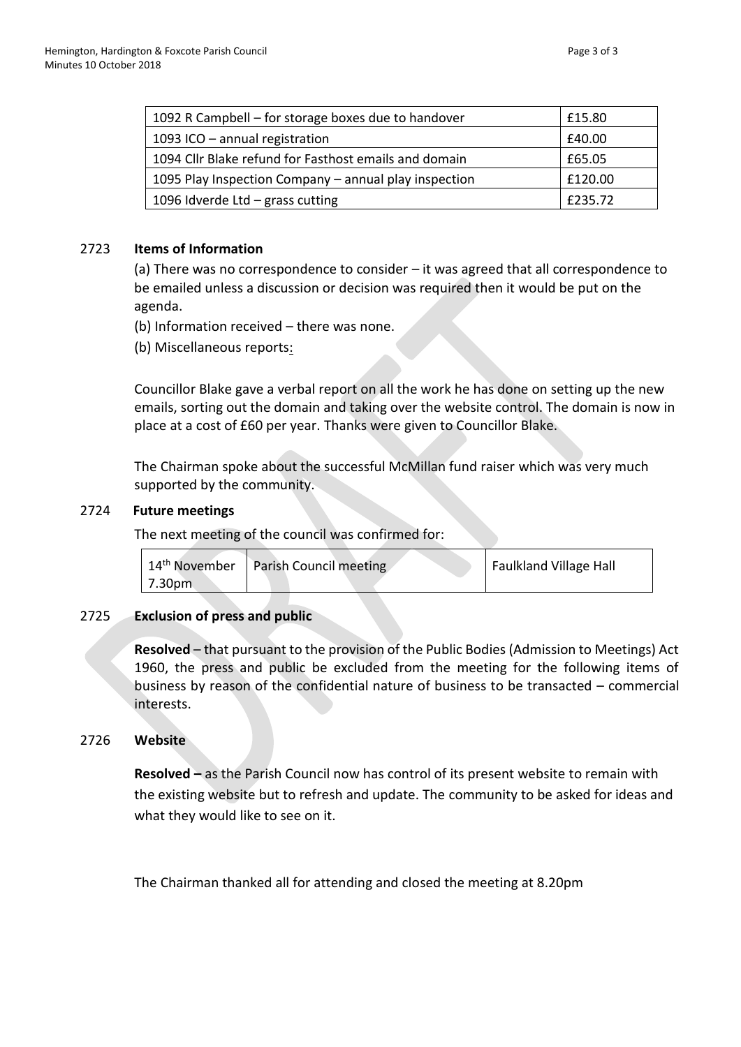| | |
|---|---|
| 1092 R Campbell – for storage boxes due to handover | £15.80 |
| 1093 ICO – annual registration | £40.00 |
| 1094 Cllr Blake refund for Fasthost emails and domain | £65.05 |
| 1095 Play Inspection Company – annual play inspection | £120.00 |
| 1096 Idverde Ltd – grass cutting | £235.72 |

**2723 Items of Information**

(a) There was no correspondence to consider – it was agreed that all correspondence to be emailed unless a discussion or decision was required then it would be put on the agenda.

(b) Information received – there was none.

(b) Miscellaneous reports:

Councillor Blake gave a verbal report on all the work he has done on setting up the new emails, sorting out the domain and taking over the website control. The domain is now in place at a cost of £60 per year. Thanks were given to Councillor Blake.

The Chairman spoke about the successful McMillan fund raiser which was very much supported by the community.

**2724 Future meetings**

The next meeting of the council was confirmed for:

| | | |
|---|---|---|
| 14th November 7.30pm | Parish Council meeting | Faulkland Village Hall |

**2725 Exclusion of press and public**

**Resolved** – that pursuant to the provision of the Public Bodies (Admission to Meetings) Act 1960, the press and public be excluded from the meeting for the following items of business by reason of the confidential nature of business to be transacted – commercial interests.

**2726 Website**

**Resolved –** as the Parish Council now has control of its present website to remain with the existing website but to refresh and update. The community to be asked for ideas and what they would like to see on it.

The Chairman thanked all for attending and closed the meeting at 8.20pm